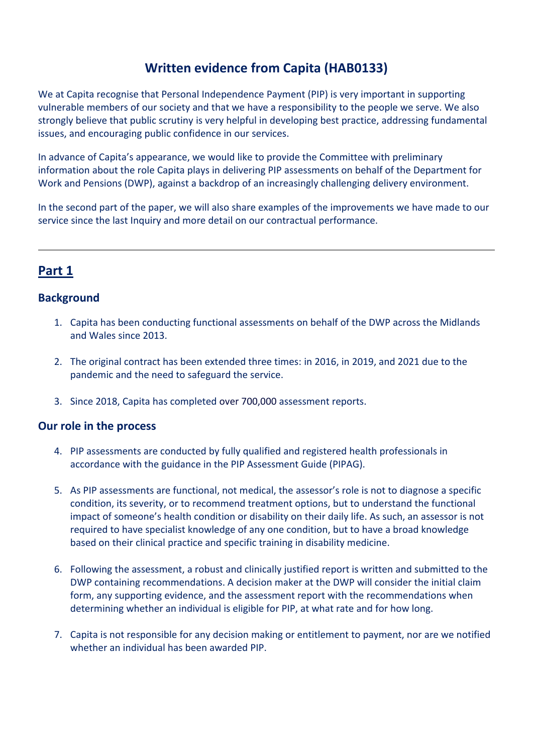# Written evidence from Capita (HAB0133)

We at Capita recognise that Personal Independence Payment (PIP) is very important in supporting vulnerable members of our society and that we have a responsibility to the people we serve. We also strongly believe that public scrutiny is very helpful in developing best practice, addressing fundamental issues, and encouraging public confidence in our services.

In advance of Capita's appearance, we would like to provide the Committee with preliminary information about the role Capita plays in delivering PIP assessments on behalf of the Department for Work and Pensions (DWP), against a backdrop of an increasingly challenging delivery environment.

In the second part of the paper, we will also share examples of the improvements we have made to our service since the last Inquiry and more detail on our contractual performance.

---

## Part 1

### Background

1. Capita has been conducting functional assessments on behalf of the DWP across the Midlands and Wales since 2013.

2. The original contract has been extended three times: in 2016, in 2019, and 2021 due to the pandemic and the need to safeguard the service.

3. Since 2018, Capita has completed over 700,000 assessment reports.

### Our role in the process

4. PIP assessments are conducted by fully qualified and registered health professionals in accordance with the guidance in the PIP Assessment Guide (PIPAG).

5. As PIP assessments are functional, not medical, the assessor's role is not to diagnose a specific condition, its severity, or to recommend treatment options, but to understand the functional impact of someone's health condition or disability on their daily life. As such, an assessor is not required to have specialist knowledge of any one condition, but to have a broad knowledge based on their clinical practice and specific training in disability medicine.

6. Following the assessment, a robust and clinically justified report is written and submitted to the DWP containing recommendations. A decision maker at the DWP will consider the initial claim form, any supporting evidence, and the assessment report with the recommendations when determining whether an individual is eligible for PIP, at what rate and for how long.

7. Capita is not responsible for any decision making or entitlement to payment, nor are we notified whether an individual has been awarded PIP.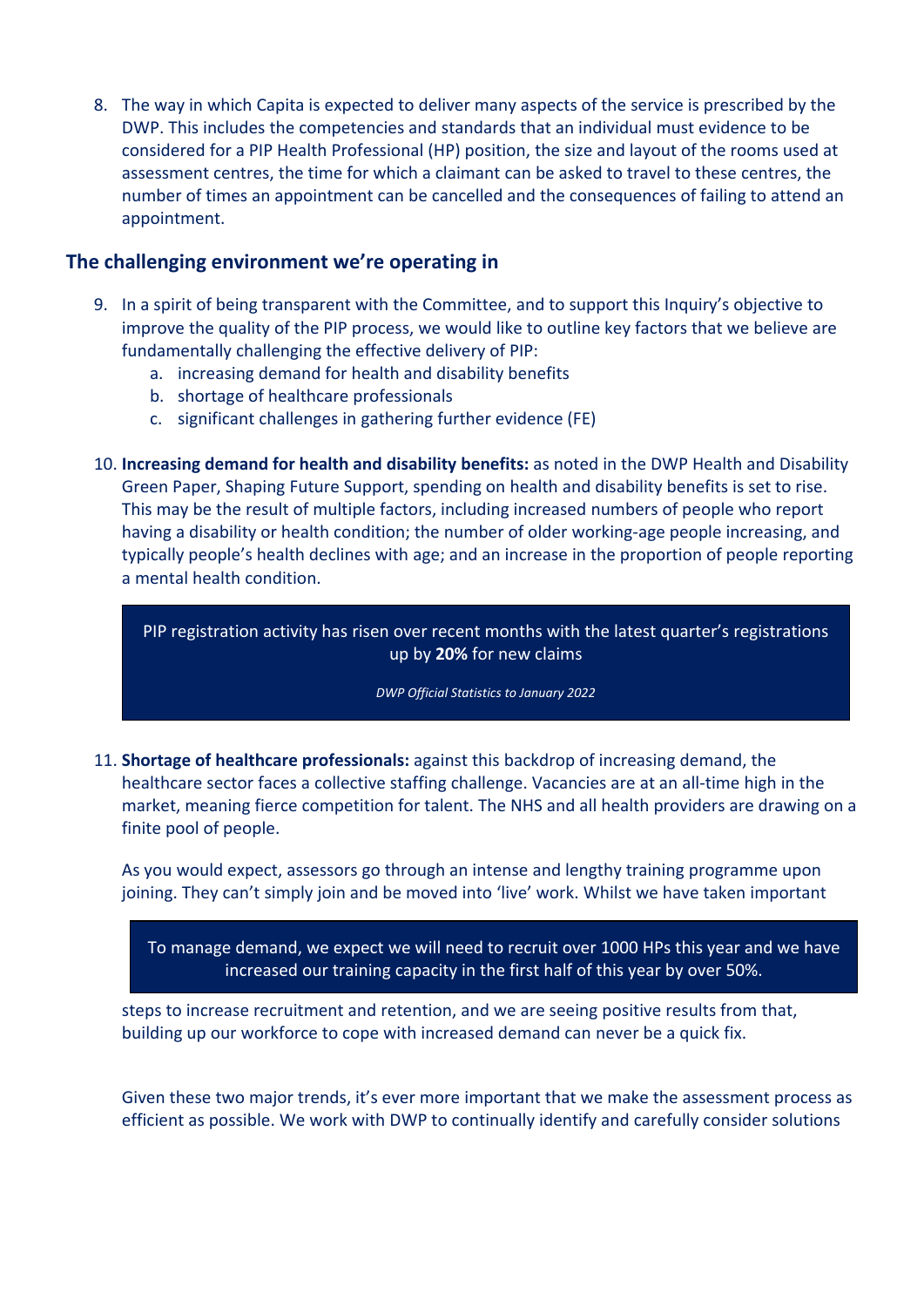8. The way in which Capita is expected to deliver many aspects of the service is prescribed by the DWP. This includes the competencies and standards that an individual must evidence to be considered for a PIP Health Professional (HP) position, the size and layout of the rooms used at assessment centres, the time for which a claimant can be asked to travel to these centres, the number of times an appointment can be cancelled and the consequences of failing to attend an appointment.

## The challenging environment we're operating in

9. In a spirit of being transparent with the Committee, and to support this Inquiry's objective to improve the quality of the PIP process, we would like to outline key factors that we believe are fundamentally challenging the effective delivery of PIP:
   a. increasing demand for health and disability benefits
   b. shortage of healthcare professionals
   c. significant challenges in gathering further evidence (FE)

10. **Increasing demand for health and disability benefits:** as noted in the DWP Health and Disability Green Paper, Shaping Future Support, spending on health and disability benefits is set to rise. This may be the result of multiple factors, including increased numbers of people who report having a disability or health condition; the number of older working-age people increasing, and typically people's health declines with age; and an increase in the proportion of people reporting a mental health condition.

> PIP registration activity has risen over recent months with the latest quarter's registrations up by **20%** for new claims
>
> *DWP Official Statistics to January 2022*

11. **Shortage of healthcare professionals:** against this backdrop of increasing demand, the healthcare sector faces a collective staffing challenge. Vacancies are at an all-time high in the market, meaning fierce competition for talent. The NHS and all health providers are drawing on a finite pool of people.

    As you would expect, assessors go through an intense and lengthy training programme upon joining. They can't simply join and be moved into 'live' work. Whilst we have taken important steps to increase recruitment and retention, and we are seeing positive results from that, building up our workforce to cope with increased demand can never be a quick fix.

> To manage demand, we expect we will need to recruit over 1000 HPs this year and we have increased our training capacity in the first half of this year by over 50%.

    Given these two major trends, it's ever more important that we make the assessment process as efficient as possible. We work with DWP to continually identify and carefully consider solutions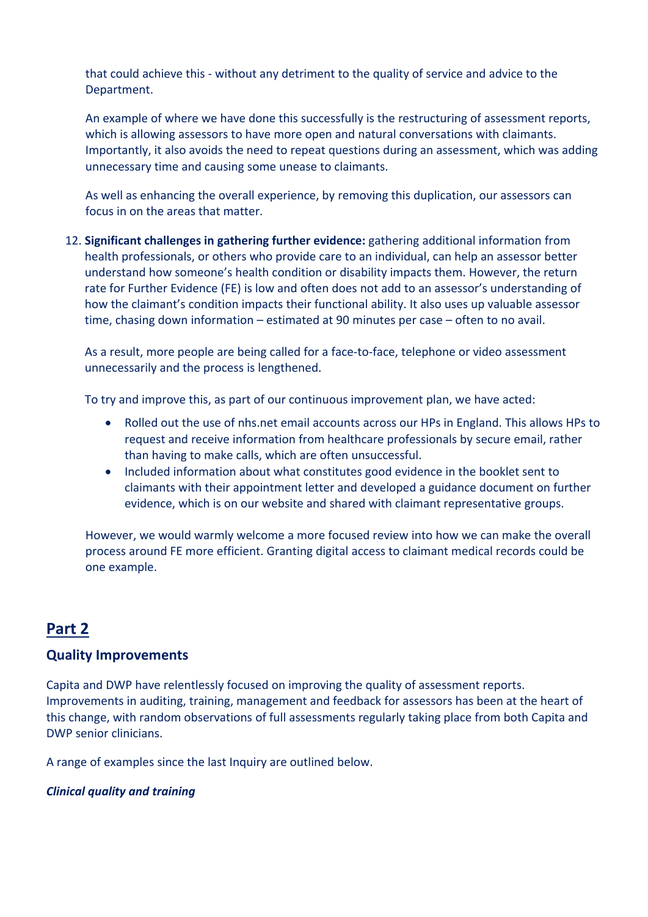that could achieve this - without any detriment to the quality of service and advice to the Department.

An example of where we have done this successfully is the restructuring of assessment reports, which is allowing assessors to have more open and natural conversations with claimants. Importantly, it also avoids the need to repeat questions during an assessment, which was adding unnecessary time and causing some unease to claimants.

As well as enhancing the overall experience, by removing this duplication, our assessors can focus in on the areas that matter.

12. **Significant challenges in gathering further evidence:** gathering additional information from health professionals, or others who provide care to an individual, can help an assessor better understand how someone's health condition or disability impacts them. However, the return rate for Further Evidence (FE) is low and often does not add to an assessor's understanding of how the claimant's condition impacts their functional ability. It also uses up valuable assessor time, chasing down information – estimated at 90 minutes per case – often to no avail.

    As a result, more people are being called for a face-to-face, telephone or video assessment unnecessarily and the process is lengthened.

    To try and improve this, as part of our continuous improvement plan, we have acted:

    - Rolled out the use of nhs.net email accounts across our HPs in England. This allows HPs to request and receive information from healthcare professionals by secure email, rather than having to make calls, which are often unsuccessful.
    - Included information about what constitutes good evidence in the booklet sent to claimants with their appointment letter and developed a guidance document on further evidence, which is on our website and shared with claimant representative groups.

    However, we would warmly welcome a more focused review into how we can make the overall process around FE more efficient. Granting digital access to claimant medical records could be one example.

## Part 2

### Quality Improvements

Capita and DWP have relentlessly focused on improving the quality of assessment reports. Improvements in auditing, training, management and feedback for assessors has been at the heart of this change, with random observations of full assessments regularly taking place from both Capita and DWP senior clinicians.

A range of examples since the last Inquiry are outlined below.

***Clinical quality and training***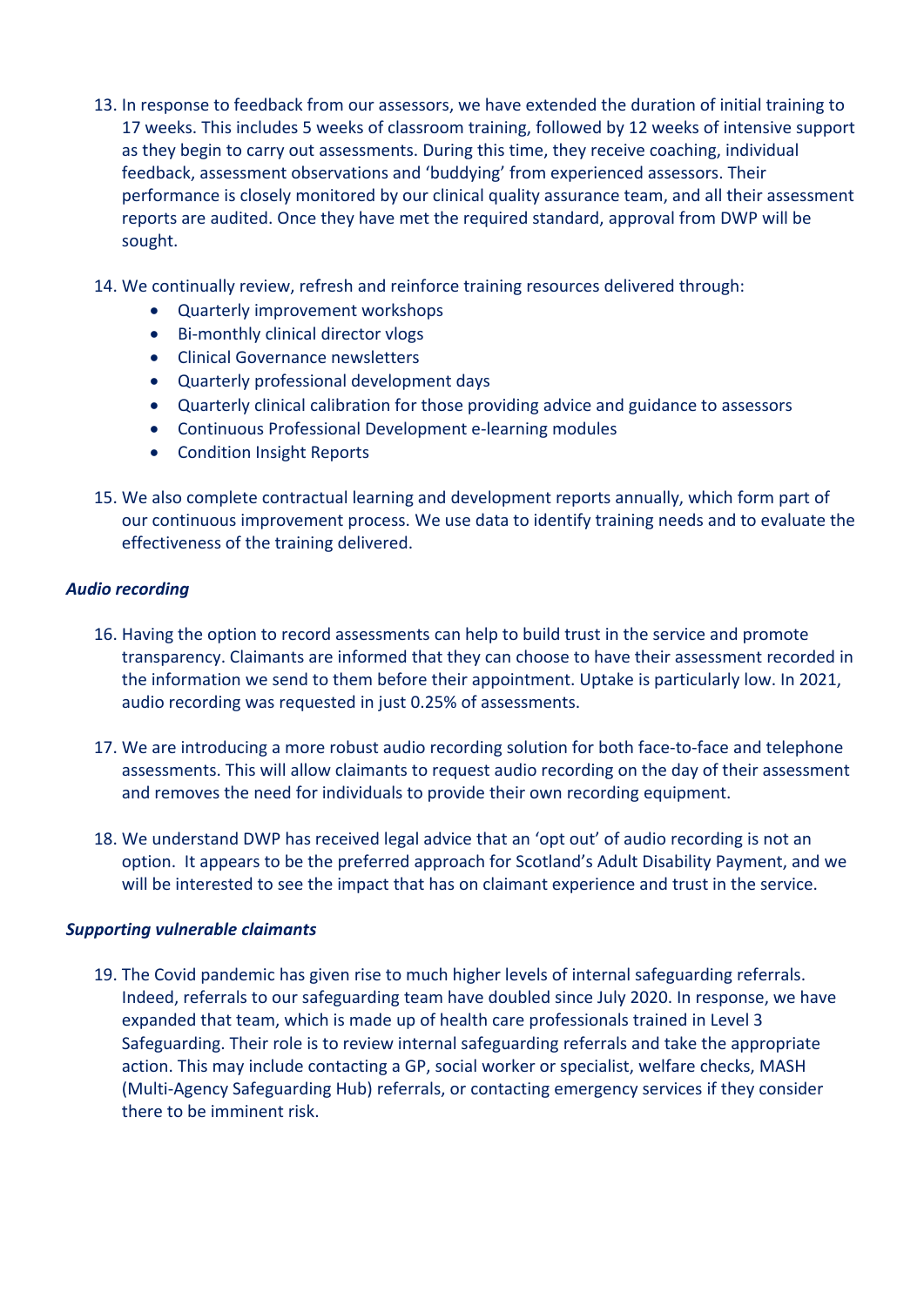13. In response to feedback from our assessors, we have extended the duration of initial training to 17 weeks. This includes 5 weeks of classroom training, followed by 12 weeks of intensive support as they begin to carry out assessments. During this time, they receive coaching, individual feedback, assessment observations and 'buddying' from experienced assessors. Their performance is closely monitored by our clinical quality assurance team, and all their assessment reports are audited. Once they have met the required standard, approval from DWP will be sought.

14. We continually review, refresh and reinforce training resources delivered through:
    - Quarterly improvement workshops
    - Bi-monthly clinical director vlogs
    - Clinical Governance newsletters
    - Quarterly professional development days
    - Quarterly clinical calibration for those providing advice and guidance to assessors
    - Continuous Professional Development e-learning modules
    - Condition Insight Reports

15. We also complete contractual learning and development reports annually, which form part of our continuous improvement process. We use data to identify training needs and to evaluate the effectiveness of the training delivered.

***Audio recording***

16. Having the option to record assessments can help to build trust in the service and promote transparency. Claimants are informed that they can choose to have their assessment recorded in the information we send to them before their appointment. Uptake is particularly low. In 2021, audio recording was requested in just 0.25% of assessments.

17. We are introducing a more robust audio recording solution for both face-to-face and telephone assessments. This will allow claimants to request audio recording on the day of their assessment and removes the need for individuals to provide their own recording equipment.

18. We understand DWP has received legal advice that an 'opt out' of audio recording is not an option. It appears to be the preferred approach for Scotland's Adult Disability Payment, and we will be interested to see the impact that has on claimant experience and trust in the service.

***Supporting vulnerable claimants***

19. The Covid pandemic has given rise to much higher levels of internal safeguarding referrals. Indeed, referrals to our safeguarding team have doubled since July 2020. In response, we have expanded that team, which is made up of health care professionals trained in Level 3 Safeguarding. Their role is to review internal safeguarding referrals and take the appropriate action. This may include contacting a GP, social worker or specialist, welfare checks, MASH (Multi-Agency Safeguarding Hub) referrals, or contacting emergency services if they consider there to be imminent risk.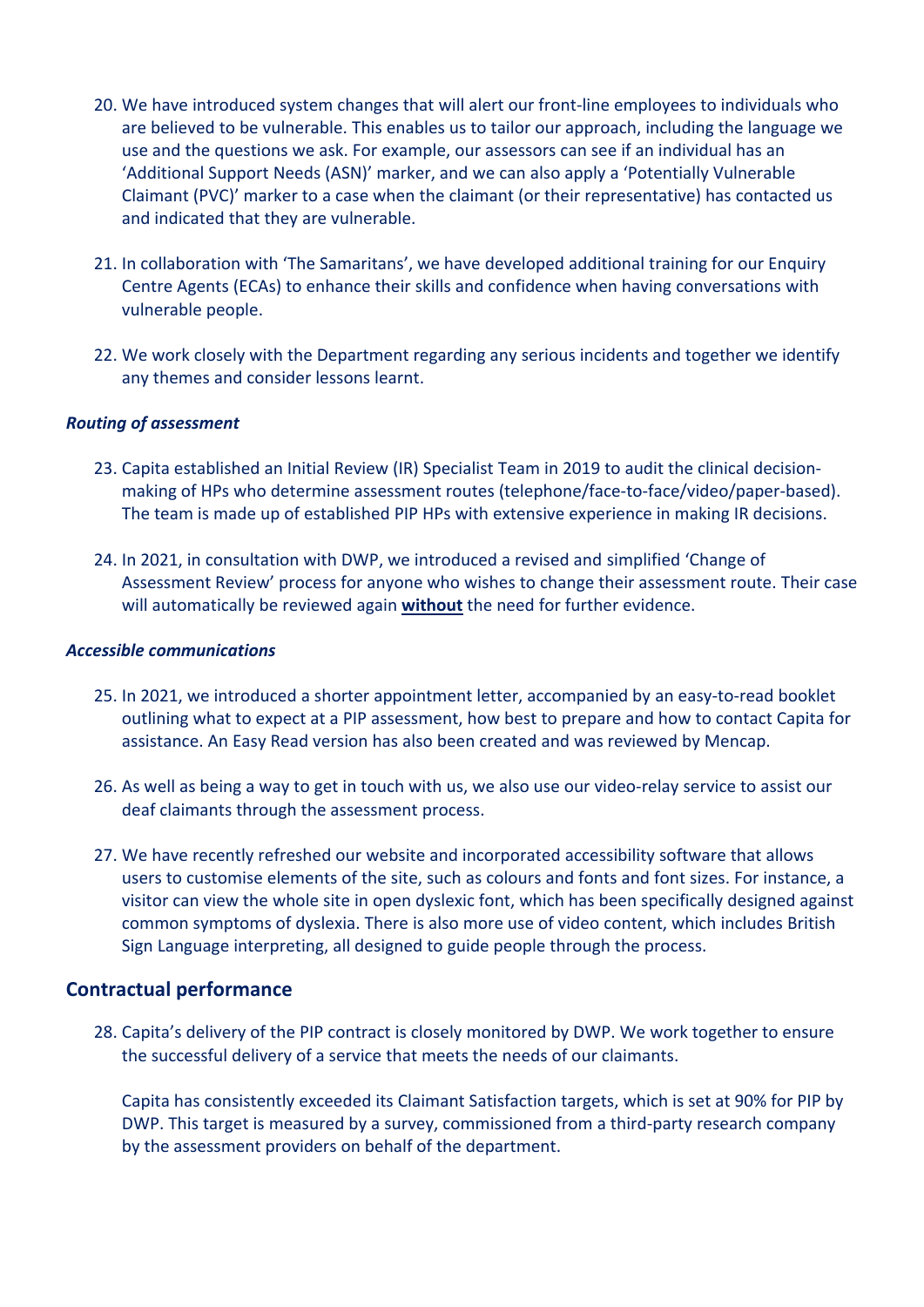20. We have introduced system changes that will alert our front-line employees to individuals who are believed to be vulnerable. This enables us to tailor our approach, including the language we use and the questions we ask. For example, our assessors can see if an individual has an 'Additional Support Needs (ASN)' marker, and we can also apply a 'Potentially Vulnerable Claimant (PVC)' marker to a case when the claimant (or their representative) has contacted us and indicated that they are vulnerable.

21. In collaboration with 'The Samaritans', we have developed additional training for our Enquiry Centre Agents (ECAs) to enhance their skills and confidence when having conversations with vulnerable people.

22. We work closely with the Department regarding any serious incidents and together we identify any themes and consider lessons learnt.

***Routing of assessment***

23. Capita established an Initial Review (IR) Specialist Team in 2019 to audit the clinical decision-making of HPs who determine assessment routes (telephone/face-to-face/video/paper-based). The team is made up of established PIP HPs with extensive experience in making IR decisions.

24. In 2021, in consultation with DWP, we introduced a revised and simplified 'Change of Assessment Review' process for anyone who wishes to change their assessment route. Their case will automatically be reviewed again <u>**without**</u> the need for further evidence.

***Accessible communications***

25. In 2021, we introduced a shorter appointment letter, accompanied by an easy-to-read booklet outlining what to expect at a PIP assessment, how best to prepare and how to contact Capita for assistance. An Easy Read version has also been created and was reviewed by Mencap.

26. As well as being a way to get in touch with us, we also use our video-relay service to assist our deaf claimants through the assessment process.

27. We have recently refreshed our website and incorporated accessibility software that allows users to customise elements of the site, such as colours and fonts and font sizes. For instance, a visitor can view the whole site in open dyslexic font, which has been specifically designed against common symptoms of dyslexia. There is also more use of video content, which includes British Sign Language interpreting, all designed to guide people through the process.

## Contractual performance

28. Capita's delivery of the PIP contract is closely monitored by DWP. We work together to ensure the successful delivery of a service that meets the needs of our claimants.

    Capita has consistently exceeded its Claimant Satisfaction targets, which is set at 90% for PIP by DWP. This target is measured by a survey, commissioned from a third-party research company by the assessment providers on behalf of the department.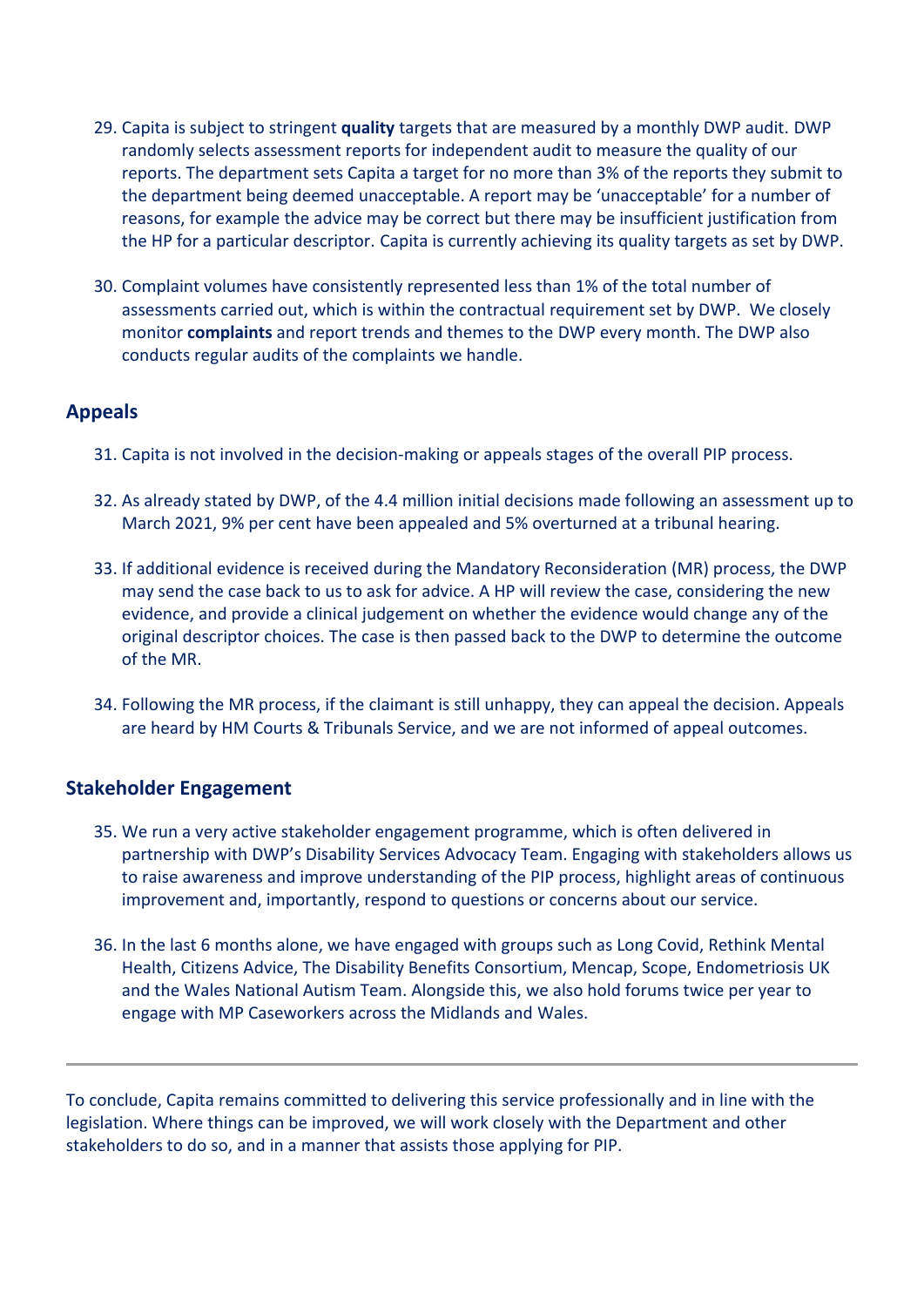29. Capita is subject to stringent **quality** targets that are measured by a monthly DWP audit. DWP randomly selects assessment reports for independent audit to measure the quality of our reports. The department sets Capita a target for no more than 3% of the reports they submit to the department being deemed unacceptable. A report may be 'unacceptable' for a number of reasons, for example the advice may be correct but there may be insufficient justification from the HP for a particular descriptor. Capita is currently achieving its quality targets as set by DWP.

30. Complaint volumes have consistently represented less than 1% of the total number of assessments carried out, which is within the contractual requirement set by DWP. We closely monitor **complaints** and report trends and themes to the DWP every month. The DWP also conducts regular audits of the complaints we handle.

## Appeals

31. Capita is not involved in the decision-making or appeals stages of the overall PIP process.

32. As already stated by DWP, of the 4.4 million initial decisions made following an assessment up to March 2021, 9% per cent have been appealed and 5% overturned at a tribunal hearing.

33. If additional evidence is received during the Mandatory Reconsideration (MR) process, the DWP may send the case back to us to ask for advice. A HP will review the case, considering the new evidence, and provide a clinical judgement on whether the evidence would change any of the original descriptor choices. The case is then passed back to the DWP to determine the outcome of the MR.

34. Following the MR process, if the claimant is still unhappy, they can appeal the decision. Appeals are heard by HM Courts & Tribunals Service, and we are not informed of appeal outcomes.

## Stakeholder Engagement

35. We run a very active stakeholder engagement programme, which is often delivered in partnership with DWP's Disability Services Advocacy Team. Engaging with stakeholders allows us to raise awareness and improve understanding of the PIP process, highlight areas of continuous improvement and, importantly, respond to questions or concerns about our service.

36. In the last 6 months alone, we have engaged with groups such as Long Covid, Rethink Mental Health, Citizens Advice, The Disability Benefits Consortium, Mencap, Scope, Endometriosis UK and the Wales National Autism Team. Alongside this, we also hold forums twice per year to engage with MP Caseworkers across the Midlands and Wales.

---

To conclude, Capita remains committed to delivering this service professionally and in line with the legislation. Where things can be improved, we will work closely with the Department and other stakeholders to do so, and in a manner that assists those applying for PIP.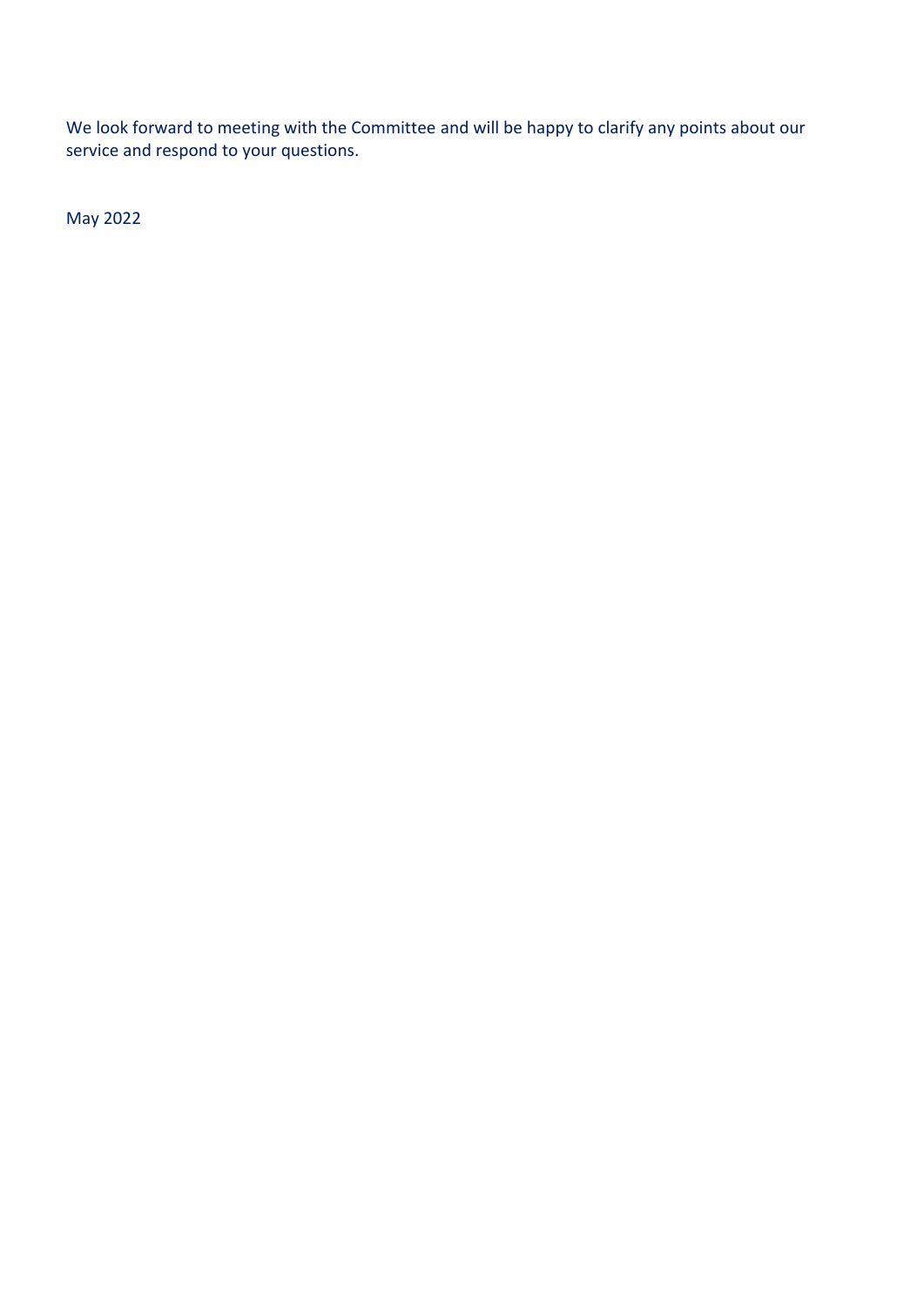We look forward to meeting with the Committee and will be happy to clarify any points about our service and respond to your questions.

May 2022